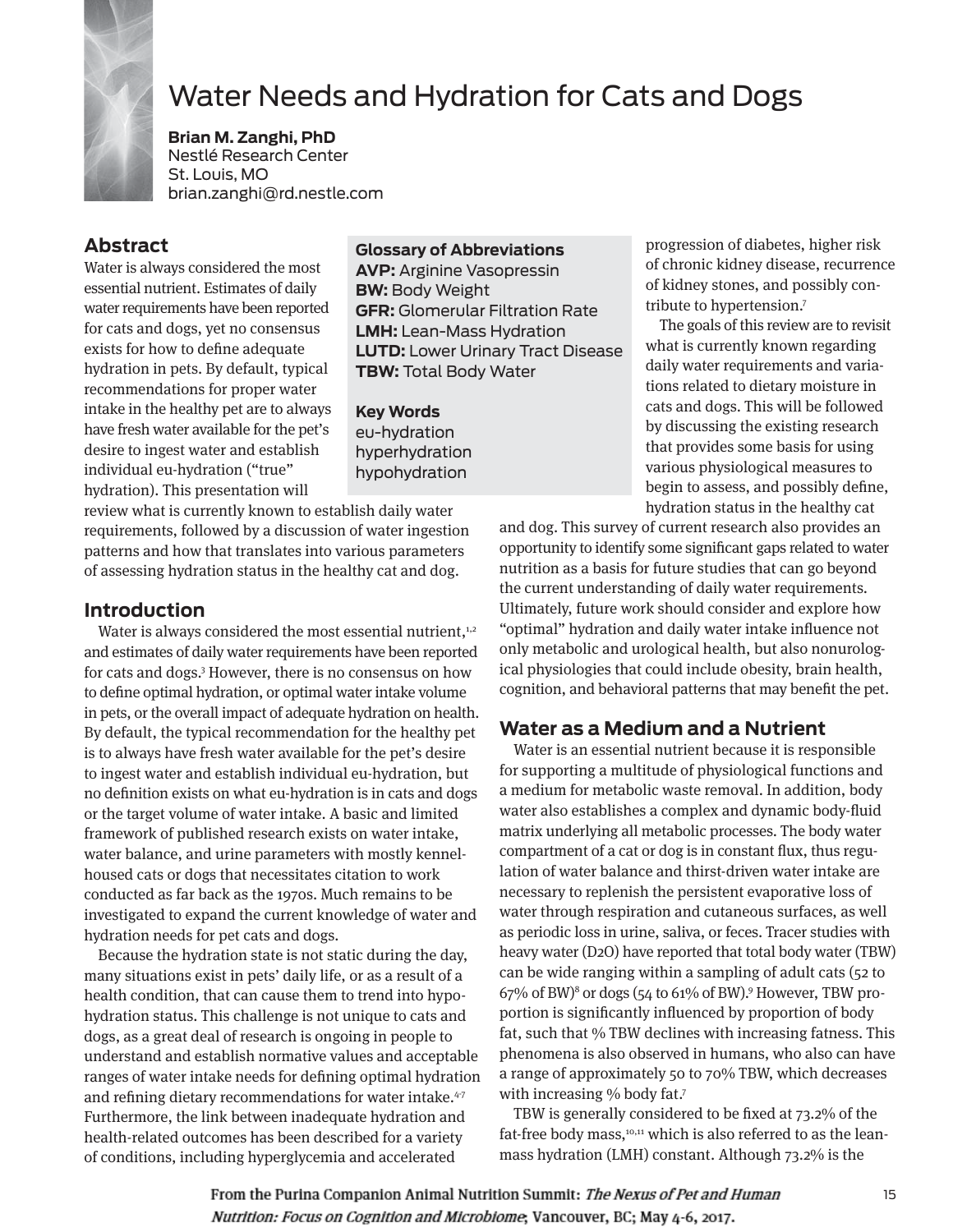# Water Needs and Hydration for Cats and Dogs

**Brian M. Zanghi, PhD**
Nestlé Research Center
St. Louis, MO
brian.zanghi@rd.nestle.com

## Abstract

Water is always considered the most essential nutrient. Estimates of daily water requirements have been reported for cats and dogs, yet no consensus exists for how to define adequate hydration in pets. By default, typical recommendations for proper water intake in the healthy pet are to always have fresh water available for the pet's desire to ingest water and establish individual eu-hydration ("true" hydration). This presentation will review what is currently known to establish daily water requirements, followed by a discussion of water ingestion patterns and how that translates into various parameters of assessing hydration status in the healthy cat and dog.

**Glossary of Abbreviations**
**AVP:** Arginine Vasopressin
**BW:** Body Weight
**GFR:** Glomerular Filtration Rate
**LMH:** Lean-Mass Hydration
**LUTD:** Lower Urinary Tract Disease
**TBW:** Total Body Water

**Key Words**
eu-hydration
hyperhydration
hypohydration

## Introduction

Water is always considered the most essential nutrient,[1,2] and estimates of daily water requirements have been reported for cats and dogs.[3] However, there is no consensus on how to define optimal hydration, or optimal water intake volume in pets, or the overall impact of adequate hydration on health. By default, the typical recommendation for the healthy pet is to always have fresh water available for the pet's desire to ingest water and establish individual eu-hydration, but no definition exists on what eu-hydration is in cats and dogs or the target volume of water intake. A basic and limited framework of published research exists on water intake, water balance, and urine parameters with mostly kennel-housed cats or dogs that necessitates citation to work conducted as far back as the 1970s. Much remains to be investigated to expand the current knowledge of water and hydration needs for pet cats and dogs.

Because the hydration state is not static during the day, many situations exist in pets' daily life, or as a result of a health condition, that can cause them to trend into hypohydration status. This challenge is not unique to cats and dogs, as a great deal of research is ongoing in people to understand and establish normative values and acceptable ranges of water intake needs for defining optimal hydration and refining dietary recommendations for water intake.[4-7] Furthermore, the link between inadequate hydration and health-related outcomes has been described for a variety of conditions, including hyperglycemia and accelerated progression of diabetes, higher risk of chronic kidney disease, recurrence of kidney stones, and possibly contribute to hypertension.[7]

The goals of this review are to revisit what is currently known regarding daily water requirements and variations related to dietary moisture in cats and dogs. This will be followed by discussing the existing research that provides some basis for using various physiological measures to begin to assess, and possibly define, hydration status in the healthy cat and dog. This survey of current research also provides an opportunity to identify some significant gaps related to water nutrition as a basis for future studies that can go beyond the current understanding of daily water requirements. Ultimately, future work should consider and explore how "optimal" hydration and daily water intake influence not only metabolic and urological health, but also nonurological physiologies that could include obesity, brain health, cognition, and behavioral patterns that may benefit the pet.

## Water as a Medium and a Nutrient

Water is an essential nutrient because it is responsible for supporting a multitude of physiological functions and a medium for metabolic waste removal. In addition, body water also establishes a complex and dynamic body-fluid matrix underlying all metabolic processes. The body water compartment of a cat or dog is in constant flux, thus regulation of water balance and thirst-driven water intake are necessary to replenish the persistent evaporative loss of water through respiration and cutaneous surfaces, as well as periodic loss in urine, saliva, or feces. Tracer studies with heavy water ($D_2O$) have reported that total body water (TBW) can be wide ranging within a sampling of adult cats (52 to 67% of BW)[8] or dogs (54 to 61% of BW).[9] However, TBW proportion is significantly influenced by proportion of body fat, such that % TBW declines with increasing fatness. This phenomena is also observed in humans, who also can have a range of approximately 50 to 70% TBW, which decreases with increasing % body fat.[7]

TBW is generally considered to be fixed at 73.2% of the fat-free body mass,[10,11] which is also referred to as the lean-mass hydration (LMH) constant. Although 73.2% is the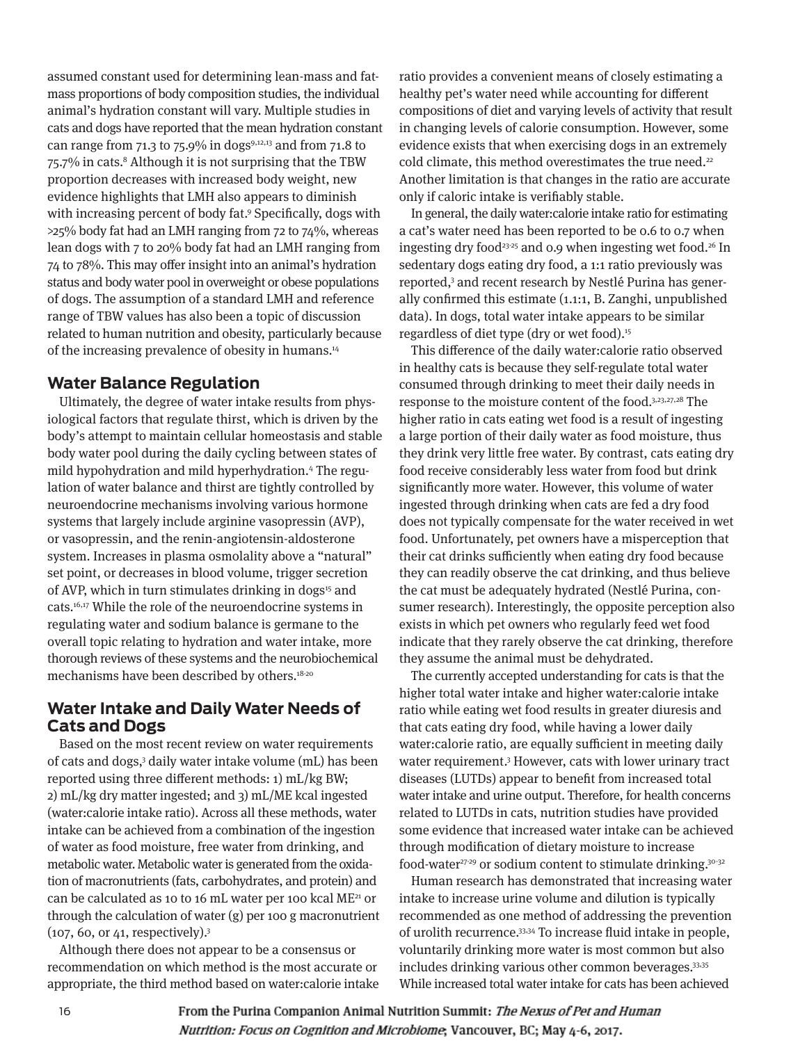assumed constant used for determining lean-mass and fat-mass proportions of body composition studies, the individual animal's hydration constant will vary. Multiple studies in cats and dogs have reported that the mean hydration constant can range from 71.3 to 75.9% in dogs[9,12,13] and from 71.8 to 75.7% in cats.[8] Although it is not surprising that the TBW proportion decreases with increased body weight, new evidence highlights that LMH also appears to diminish with increasing percent of body fat.[9] Specifically, dogs with >25% body fat had an LMH ranging from 72 to 74%, whereas lean dogs with 7 to 20% body fat had an LMH ranging from 74 to 78%. This may offer insight into an animal's hydration status and body water pool in overweight or obese populations of dogs. The assumption of a standard LMH and reference range of TBW values has also been a topic of discussion related to human nutrition and obesity, particularly because of the increasing prevalence of obesity in humans.[14]

## Water Balance Regulation

Ultimately, the degree of water intake results from physiological factors that regulate thirst, which is driven by the body's attempt to maintain cellular homeostasis and stable body water pool during the daily cycling between states of mild hypohydration and mild hyperhydration.[4] The regulation of water balance and thirst are tightly controlled by neuroendocrine mechanisms involving various hormone systems that largely include arginine vasopressin (AVP), or vasopressin, and the renin-angiotensin-aldosterone system. Increases in plasma osmolality above a "natural" set point, or decreases in blood volume, trigger secretion of AVP, which in turn stimulates drinking in dogs[15] and cats.[16,17] While the role of the neuroendocrine systems in regulating water and sodium balance is germane to the overall topic relating to hydration and water intake, more thorough reviews of these systems and the neurobiochemical mechanisms have been described by others.[18-20]

## Water Intake and Daily Water Needs of Cats and Dogs

Based on the most recent review on water requirements of cats and dogs,[3] daily water intake volume (mL) has been reported using three different methods: 1) mL/kg BW; 2) mL/kg dry matter ingested; and 3) mL/ME kcal ingested (water:calorie intake ratio). Across all these methods, water intake can be achieved from a combination of the ingestion of water as food moisture, free water from drinking, and metabolic water. Metabolic water is generated from the oxidation of macronutrients (fats, carbohydrates, and protein) and can be calculated as 10 to 16 mL water per 100 kcal ME[21] or through the calculation of water (g) per 100 g macronutrient (107, 60, or 41, respectively).[3]

Although there does not appear to be a consensus or recommendation on which method is the most accurate or appropriate, the third method based on water:calorie intake ratio provides a convenient means of closely estimating a healthy pet's water need while accounting for different compositions of diet and varying levels of activity that result in changing levels of calorie consumption. However, some evidence exists that when exercising dogs in an extremely cold climate, this method overestimates the true need.[22] Another limitation is that changes in the ratio are accurate only if caloric intake is verifiably stable.

In general, the daily water:calorie intake ratio for estimating a cat's water need has been reported to be 0.6 to 0.7 when ingesting dry food[23-25] and 0.9 when ingesting wet food.[26] In sedentary dogs eating dry food, a 1:1 ratio previously was reported,[3] and recent research by Nestlé Purina has generally confirmed this estimate (1.1:1, B. Zanghi, unpublished data). In dogs, total water intake appears to be similar regardless of diet type (dry or wet food).[15]

This difference of the daily water:calorie ratio observed in healthy cats is because they self-regulate total water consumed through drinking to meet their daily needs in response to the moisture content of the food.[3,23,27,28] The higher ratio in cats eating wet food is a result of ingesting a large portion of their daily water as food moisture, thus they drink very little free water. By contrast, cats eating dry food receive considerably less water from food but drink significantly more water. However, this volume of water ingested through drinking when cats are fed a dry food does not typically compensate for the water received in wet food. Unfortunately, pet owners have a misperception that their cat drinks sufficiently when eating dry food because they can readily observe the cat drinking, and thus believe the cat must be adequately hydrated (Nestlé Purina, consumer research). Interestingly, the opposite perception also exists in which pet owners who regularly feed wet food indicate that they rarely observe the cat drinking, therefore they assume the animal must be dehydrated.

The currently accepted understanding for cats is that the higher total water intake and higher water:calorie intake ratio while eating wet food results in greater diuresis and that cats eating dry food, while having a lower daily water:calorie ratio, are equally sufficient in meeting daily water requirement.[3] However, cats with lower urinary tract diseases (LUTDs) appear to benefit from increased total water intake and urine output. Therefore, for health concerns related to LUTDs in cats, nutrition studies have provided some evidence that increased water intake can be achieved through modification of dietary moisture to increase food-water[27-29] or sodium content to stimulate drinking.[30-32]

Human research has demonstrated that increasing water intake to increase urine volume and dilution is typically recommended as one method of addressing the prevention of urolith recurrence.[33,34] To increase fluid intake in people, voluntarily drinking more water is most common but also includes drinking various other common beverages.[33-35] While increased total water intake for cats has been achieved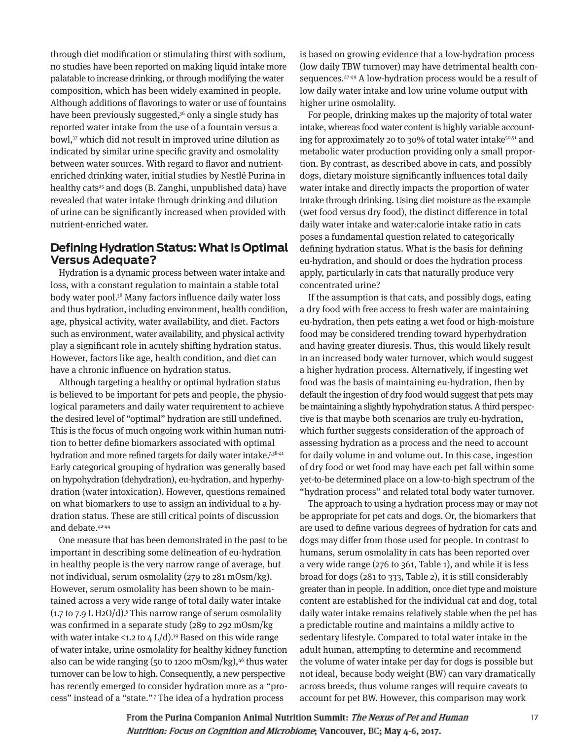through diet modification or stimulating thirst with sodium, no studies have been reported on making liquid intake more palatable to increase drinking, or through modifying the water composition, which has been widely examined in people. Although additions of flavorings to water or use of fountains have been previously suggested,[36] only a single study has reported water intake from the use of a fountain versus a bowl,[37] which did not result in improved urine dilution as indicated by similar urine specific gravity and osmolality between water sources. With regard to flavor and nutrient-enriched drinking water, initial studies by Nestlé Purina in healthy cats[25] and dogs (B. Zanghi, unpublished data) have revealed that water intake through drinking and dilution of urine can be significantly increased when provided with nutrient-enriched water.

## Defining Hydration Status: What Is Optimal Versus Adequate?

Hydration is a dynamic process between water intake and loss, with a constant regulation to maintain a stable total body water pool.[38] Many factors influence daily water loss and thus hydration, including environment, health condition, age, physical activity, water availability, and diet. Factors such as environment, water availability, and physical activity play a significant role in acutely shifting hydration status. However, factors like age, health condition, and diet can have a chronic influence on hydration status.

Although targeting a healthy or optimal hydration status is believed to be important for pets and people, the physiological parameters and daily water requirement to achieve the desired level of "optimal" hydration are still undefined. This is the focus of much ongoing work within human nutrition to better define biomarkers associated with optimal hydration and more refined targets for daily water intake.[7,38-41] Early categorical grouping of hydration was generally based on hypohydration (dehydration), eu-hydration, and hyperhydration (water intoxication). However, questions remained on what biomarkers to use to assign an individual to a hydration status. These are still critical points of discussion and debate.[42-44]

One measure that has been demonstrated in the past to be important in describing some delineation of eu-hydration in healthy people is the very narrow range of average, but not individual, serum osmolality (279 to 281 mOsm/kg). However, serum osmolality has been shown to be maintained across a very wide range of total daily water intake (1.7 to 7.9 L $H_2O$/d).[5] This narrow range of serum osmolality was confirmed in a separate study (289 to 292 mOsm/kg with water intake <1.2 to 4 L/d).[39] Based on this wide range of water intake, urine osmolality for healthy kidney function also can be wide ranging (50 to 1200 mOsm/kg),[46] thus water turnover can be low to high. Consequently, a new perspective has recently emerged to consider hydration more as a "process" instead of a "state."[7] The idea of a hydration process is based on growing evidence that a low-hydration process (low daily TBW turnover) may have detrimental health consequences.[47-49] A low-hydration process would be a result of low daily water intake and low urine volume output with higher urine osmolality.

For people, drinking makes up the majority of total water intake, whereas food water content is highly variable accounting for approximately 20 to 30% of total water intake[50,51] and metabolic water production providing only a small proportion. By contrast, as described above in cats, and possibly dogs, dietary moisture significantly influences total daily water intake and directly impacts the proportion of water intake through drinking. Using diet moisture as the example (wet food versus dry food), the distinct difference in total daily water intake and water:calorie intake ratio in cats poses a fundamental question related to categorically defining hydration status. What is the basis for defining eu-hydration, and should or does the hydration process apply, particularly in cats that naturally produce very concentrated urine?

If the assumption is that cats, and possibly dogs, eating a dry food with free access to fresh water are maintaining eu-hydration, then pets eating a wet food or high-moisture food may be considered trending toward hyperhydration and having greater diuresis. Thus, this would likely result in an increased body water turnover, which would suggest a higher hydration process. Alternatively, if ingesting wet food was the basis of maintaining eu-hydration, then by default the ingestion of dry food would suggest that pets may be maintaining a slightly hypohydration status. A third perspective is that maybe both scenarios are truly eu-hydration, which further suggests consideration of the approach of assessing hydration as a process and the need to account for daily volume in and volume out. In this case, ingestion of dry food or wet food may have each pet fall within some yet-to-be determined place on a low-to-high spectrum of the "hydration process" and related total body water turnover.

The approach to using a hydration process may or may not be appropriate for pet cats and dogs. Or, the biomarkers that are used to define various degrees of hydration for cats and dogs may differ from those used for people. In contrast to humans, serum osmolality in cats has been reported over a very wide range (276 to 361, Table 1), and while it is less broad for dogs (281 to 333, Table 2), it is still considerably greater than in people. In addition, once diet type and moisture content are established for the individual cat and dog, total daily water intake remains relatively stable when the pet has a predictable routine and maintains a mildly active to sedentary lifestyle. Compared to total water intake in the adult human, attempting to determine and recommend the volume of water intake per day for dogs is possible but not ideal, because body weight (BW) can vary dramatically across breeds, thus volume ranges will require caveats to account for pet BW. However, this comparison may work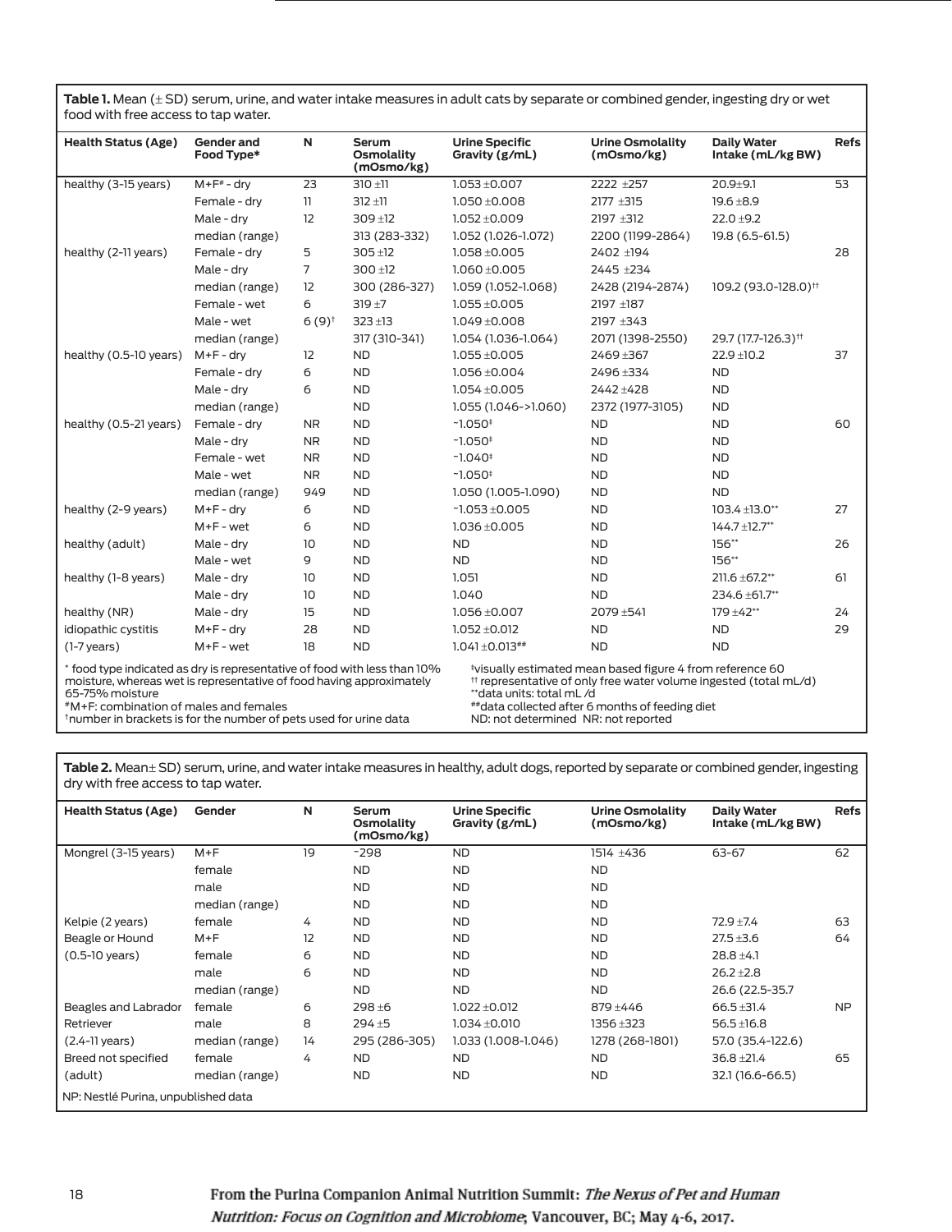**Table 1.** Mean (± SD) serum, urine, and water intake measures in adult cats by separate or combined gender, ingesting dry or wet food with free access to tap water.

| Health Status (Age) | Gender and Food Type* | N | Serum Osmolality (mOsmo/kg) | Urine Specific Gravity (g/mL) | Urine Osmolality (mOsmo/kg) | Daily Water Intake (mL/kg BW) | Refs |
|---|---|---|---|---|---|---|---|
| healthy (3-15 years) | M+F# - dry | 23 | 310 ±11 | 1.053 ±0.007 | 2222 ±257 | 20.9±9.1 | 53 |
| | Female - dry | 11 | 312 ±11 | 1.050 ±0.008 | 2177 ±315 | 19.6 ±8.9 | |
| | Male - dry | 12 | 309 ±12 | 1.052 ±0.009 | 2197 ±312 | 22.0 ±9.2 | |
| | median (range) | | 313 (283-332) | 1.052 (1.026-1.072) | 2200 (1199-2864) | 19.8 (6.5-61.5) | |
| healthy (2-11 years) | Female - dry | 5 | 305 ±12 | 1.058 ±0.005 | 2402 ±194 | | 28 |
| | Male - dry | 7 | 300 ±12 | 1.060 ±0.005 | 2445 ±234 | | |
| | median (range) | 12 | 300 (286-327) | 1.059 (1.052-1.068) | 2428 (2194-2874) | 109.2 (93.0-128.0)†† | |
| | Female - wet | 6 | 319 ±7 | 1.055 ±0.005 | 2197 ±187 | | |
| | Male - wet | 6 (9)† | 323 ±13 | 1.049 ±0.008 | 2197 ±343 | | |
| | median (range) | | 317 (310-341) | 1.054 (1.036-1.064) | 2071 (1398-2550) | 29.7 (17.7-126.3)†† | |
| healthy (0.5-10 years) | M+F - dry | 12 | ND | 1.055 ±0.005 | 2469 ±367 | 22.9 ±10.2 | 37 |
| | Female - dry | 6 | ND | 1.056 ±0.004 | 2496 ±334 | ND | |
| | Male - dry | 6 | ND | 1.054 ±0.005 | 2442 ±428 | ND | |
| | median (range) | | ND | 1.055 (1.046->1.060) | 2372 (1977-3105) | ND | |
| healthy (0.5-21 years) | Female - dry | NR | ND | ~1.050‡ | ND | ND | 60 |
| | Male - dry | NR | ND | ~1.050‡ | ND | ND | |
| | Female - wet | NR | ND | ~1.040‡ | ND | ND | |
| | Male - wet | NR | ND | ~1.050‡ | ND | ND | |
| | median (range) | 949 | ND | 1.050 (1.005-1.090) | ND | ND | |
| healthy (2-9 years) | M+F - dry | 6 | ND | ~1.053 ±0.005 | ND | 103.4 ±13.0** | 27 |
| | M+F - wet | 6 | ND | 1.036 ±0.005 | ND | 144.7 ±12.7** | |
| healthy (adult) | Male - dry | 10 | ND | ND | ND | 156** | 26 |
| | Male - wet | 9 | ND | ND | ND | 156** | |
| healthy (1-8 years) | Male - dry | 10 | ND | 1.051 | ND | 211.6 ±67.2** | 61 |
| | Male - dry | 10 | ND | 1.040 | ND | 234.6 ±61.7** | |
| healthy (NR) | Male - dry | 15 | ND | 1.056 ±0.007 | 2079 ±541 | 179 ±42** | 24 |
| idiopathic cystitis | M+F - dry | 28 | ND | 1.052 ±0.012 | ND | ND | 29 |
| (1-7 years) | M+F - wet | 18 | ND | 1.041 ±0.013## | ND | ND | |

\* food type indicated as dry is representative of food with less than 10% moisture, whereas wet is representative of food having approximately 65-75% moisture
#M+F: combination of males and females
†number in brackets is for the number of pets used for urine data
‡visually estimated mean based figure 4 from reference 60
†† representative of only free water volume ingested (total mL/d)
**data units: total mL /d
##data collected after 6 months of feeding diet
ND: not determined NR: not reported

**Table 2.** Mean± SD) serum, urine, and water intake measures in healthy, adult dogs, reported by separate or combined gender, ingesting dry with free access to tap water.

| Health Status (Age) | Gender | N | Serum Osmolality (mOsmo/kg) | Urine Specific Gravity (g/mL) | Urine Osmolality (mOsmo/kg) | Daily Water Intake (mL/kg BW) | Refs |
|---|---|---|---|---|---|---|---|
| Mongrel (3-15 years) | M+F | 19 | ~298 | ND | 1514 ±436 | 63-67 | 62 |
| | female | | ND | ND | ND | | |
| | male | | ND | ND | ND | | |
| | median (range) | | ND | ND | ND | | |
| Kelpie (2 years) | female | 4 | ND | ND | ND | 72.9 ±7.4 | 63 |
| Beagle or Hound | M+F | 12 | ND | ND | ND | 27.5 ±3.6 | 64 |
| (0.5-10 years) | female | 6 | ND | ND | ND | 28.8 ±4.1 | |
| | male | 6 | ND | ND | ND | 26.2 ±2.8 | |
| | median (range) | | ND | ND | ND | 26.6 (22.5-35.7 | |
| Beagles and Labrador | female | 6 | 298 ±6 | 1.022 ±0.012 | 879 ±446 | 66.5 ±31.4 | NP |
| Retriever | male | 8 | 294 ±5 | 1.034 ±0.010 | 1356 ±323 | 56.5 ±16.8 | |
| (2.4-11 years) | median (range) | 14 | 295 (286-305) | 1.033 (1.008-1.046) | 1278 (268-1801) | 57.0 (35.4-122.6) | |
| Breed not specified | female | 4 | ND | ND | ND | 36.8 ±21.4 | 65 |
| (adult) | median (range) | | ND | ND | ND | 32.1 (16.6-66.5) | |

NP: Nestlé Purina, unpublished data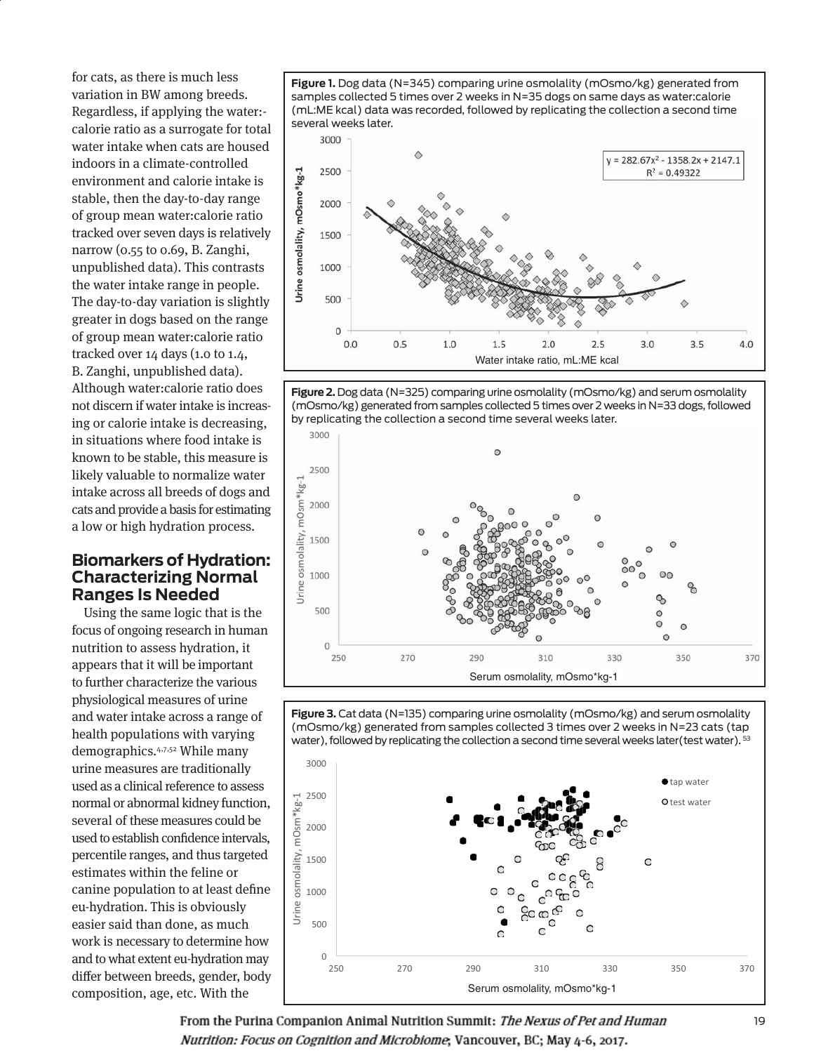for cats, as there is much less variation in BW among breeds. Regardless, if applying the water:calorie ratio as a surrogate for total water intake when cats are housed indoors in a climate-controlled environment and calorie intake is stable, then the day-to-day range of group mean water:calorie ratio tracked over seven days is relatively narrow (0.55 to 0.69, B. Zanghi, unpublished data). This contrasts the water intake range in people. The day-to-day variation is slightly greater in dogs based on the range of group mean water:calorie ratio tracked over 14 days (1.0 to 1.4, B. Zanghi, unpublished data). Although water:calorie ratio does not discern if water intake is increasing or calorie intake is decreasing, in situations where food intake is known to be stable, this measure is likely valuable to normalize water intake across all breeds of dogs and cats and provide a basis for estimating a low or high hydration process.

## Biomarkers of Hydration: Characterizing Normal Ranges Is Needed

Using the same logic that is the focus of ongoing research in human nutrition to assess hydration, it appears that it will be important to further characterize the various physiological measures of urine and water intake across a range of health populations with varying demographics.[4,7,52] While many urine measures are traditionally used as a clinical reference to assess normal or abnormal kidney function, several of these measures could be used to establish confidence intervals, percentile ranges, and thus targeted estimates within the feline or canine population to at least define eu-hydration. This is obviously easier said than done, as much work is necessary to determine how and to what extent eu-hydration may differ between breeds, gender, body composition, age, etc. With the

**Figure 1.** Dog data (N=345) comparing urine osmolality (mOsmo/kg) generated from samples collected 5 times over 2 weeks in N=35 dogs on same days as water:calorie (mL:ME kcal) data was recorded, followed by replicating the collection a second time several weeks later.

**Figure 2.** Dog data (N=325) comparing urine osmolality (mOsmo/kg) and serum osmolality (mOsmo/kg) generated from samples collected 5 times over 2 weeks in N=33 dogs, followed by replicating the collection a second time several weeks later.

**Figure 3.** Cat data (N=135) comparing urine osmolality (mOsmo/kg) and serum osmolality (mOsmo/kg) generated from samples collected 3 times over 2 weeks in N=23 cats (tap water), followed by replicating the collection a second time several weeks later(test water).[53]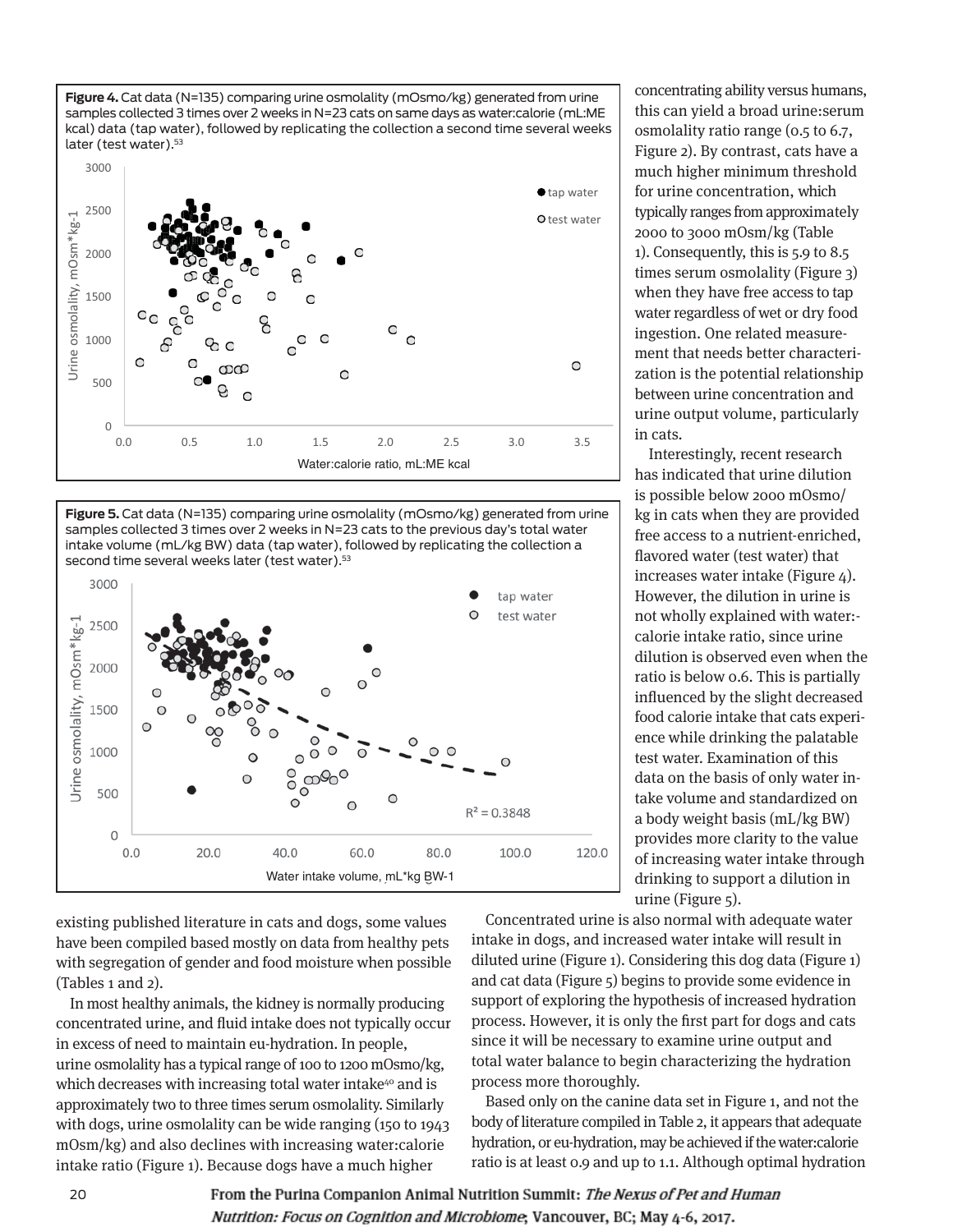**Figure 4.** Cat data (N=135) comparing urine osmolality (mOsmo/kg) generated from urine samples collected 3 times over 2 weeks in N=23 cats on same days as water:calorie (mL:ME kcal) data (tap water), followed by replicating the collection a second time several weeks later (test water).[53]

**Figure 5.** Cat data (N=135) comparing urine osmolality (mOsmo/kg) generated from urine samples collected 3 times over 2 weeks in N=23 cats to the previous day's total water intake volume (mL/kg BW) data (tap water), followed by replicating the collection a second time several weeks later (test water).[53]

existing published literature in cats and dogs, some values have been compiled based mostly on data from healthy pets with segregation of gender and food moisture when possible (Tables 1 and 2).

In most healthy animals, the kidney is normally producing concentrated urine, and fluid intake does not typically occur in excess of need to maintain eu-hydration. In people, urine osmolality has a typical range of 100 to 1200 mOsmo/kg, which decreases with increasing total water intake[40] and is approximately two to three times serum osmolality. Similarly with dogs, urine osmolality can be wide ranging (150 to 1943 mOsm/kg) and also declines with increasing water:calorie intake ratio (Figure 1). Because dogs have a much higher concentrating ability versus humans, this can yield a broad urine:serum osmolality ratio range (0.5 to 6.7, Figure 2). By contrast, cats have a much higher minimum threshold for urine concentration, which typically ranges from approximately 2000 to 3000 mOsm/kg (Table 1). Consequently, this is 5.9 to 8.5 times serum osmolality (Figure 3) when they have free access to tap water regardless of wet or dry food ingestion. One related measurement that needs better characterization is the potential relationship between urine concentration and urine output volume, particularly in cats.

Interestingly, recent research has indicated that urine dilution is possible below 2000 mOsmo/kg in cats when they are provided free access to a nutrient-enriched, flavored water (test water) that increases water intake (Figure 4). However, the dilution in urine is not wholly explained with water:calorie intake ratio, since urine dilution is observed even when the ratio is below 0.6. This is partially influenced by the slight decreased food calorie intake that cats experience while drinking the palatable test water. Examination of this data on the basis of only water intake volume and standardized on a body weight basis (mL/kg BW) provides more clarity to the value of increasing water intake through drinking to support a dilution in urine (Figure 5).

Concentrated urine is also normal with adequate water intake in dogs, and increased water intake will result in diluted urine (Figure 1). Considering this dog data (Figure 1) and cat data (Figure 5) begins to provide some evidence in support of exploring the hypothesis of increased hydration process. However, it is only the first part for dogs and cats since it will be necessary to examine urine output and total water balance to begin characterizing the hydration process more thoroughly.

Based only on the canine data set in Figure 1, and not the body of literature compiled in Table 2, it appears that adequate hydration, or eu-hydration, may be achieved if the water:calorie ratio is at least 0.9 and up to 1.1. Although optimal hydration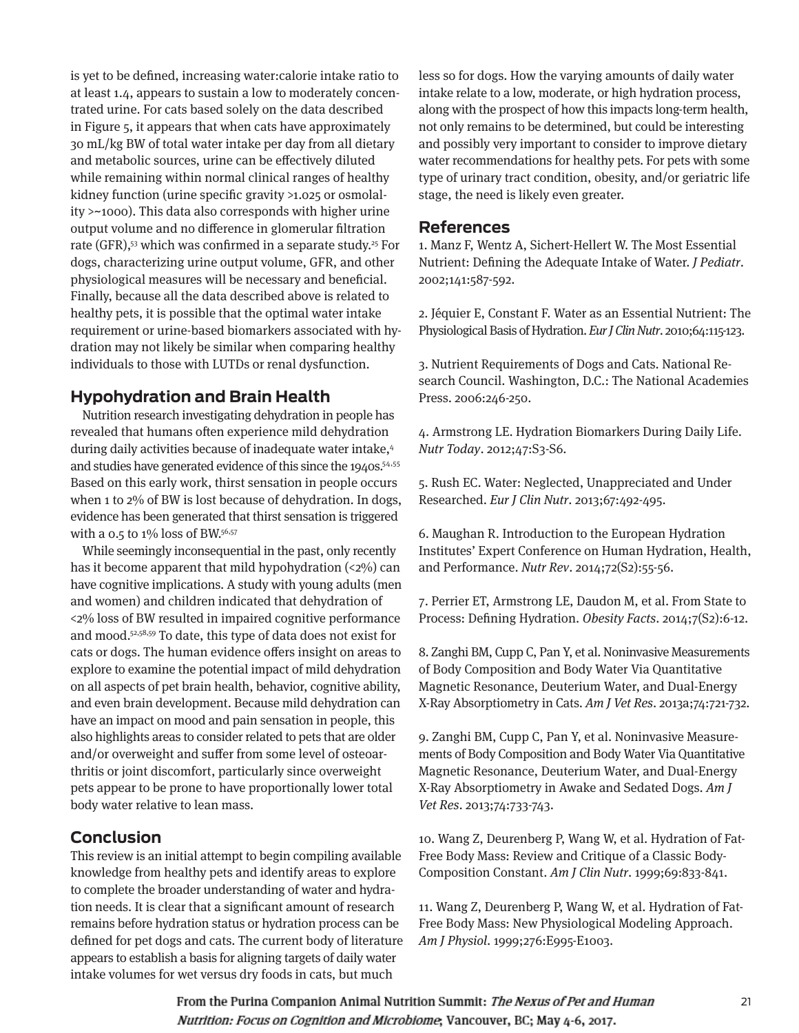is yet to be defined, increasing water:calorie intake ratio to at least 1.4, appears to sustain a low to moderately concentrated urine. For cats based solely on the data described in Figure 5, it appears that when cats have approximately 30 mL/kg BW of total water intake per day from all dietary and metabolic sources, urine can be effectively diluted while remaining within normal clinical ranges of healthy kidney function (urine specific gravity >1.025 or osmolality >~1000). This data also corresponds with higher urine output volume and no difference in glomerular filtration rate (GFR),[53] which was confirmed in a separate study.[25] For dogs, characterizing urine output volume, GFR, and other physiological measures will be necessary and beneficial. Finally, because all the data described above is related to healthy pets, it is possible that the optimal water intake requirement or urine-based biomarkers associated with hydration may not likely be similar when comparing healthy individuals to those with LUTDs or renal dysfunction.

## Hypohydration and Brain Health

Nutrition research investigating dehydration in people has revealed that humans often experience mild dehydration during daily activities because of inadequate water intake,[4] and studies have generated evidence of this since the 1940s.[54,55] Based on this early work, thirst sensation in people occurs when 1 to 2% of BW is lost because of dehydration. In dogs, evidence has been generated that thirst sensation is triggered with a 0.5 to 1% loss of BW.[56,57]

While seemingly inconsequential in the past, only recently has it become apparent that mild hypohydration (<2%) can have cognitive implications. A study with young adults (men and women) and children indicated that dehydration of <2% loss of BW resulted in impaired cognitive performance and mood.[52,58,59] To date, this type of data does not exist for cats or dogs. The human evidence offers insight on areas to explore to examine the potential impact of mild dehydration on all aspects of pet brain health, behavior, cognitive ability, and even brain development. Because mild dehydration can have an impact on mood and pain sensation in people, this also highlights areas to consider related to pets that are older and/or overweight and suffer from some level of osteoarthritis or joint discomfort, particularly since overweight pets appear to be prone to have proportionally lower total body water relative to lean mass.

## Conclusion

This review is an initial attempt to begin compiling available knowledge from healthy pets and identify areas to explore to complete the broader understanding of water and hydration needs. It is clear that a significant amount of research remains before hydration status or hydration process can be defined for pet dogs and cats. The current body of literature appears to establish a basis for aligning targets of daily water intake volumes for wet versus dry foods in cats, but much less so for dogs. How the varying amounts of daily water intake relate to a low, moderate, or high hydration process, along with the prospect of how this impacts long-term health, not only remains to be determined, but could be interesting and possibly very important to consider to improve dietary water recommendations for healthy pets. For pets with some type of urinary tract condition, obesity, and/or geriatric life stage, the need is likely even greater.

## References

1. Manz F, Wentz A, Sichert-Hellert W. The Most Essential Nutrient: Defining the Adequate Intake of Water. *J Pediatr*. 2002;141:587-592.

2. Jéquier E, Constant F. Water as an Essential Nutrient: The Physiological Basis of Hydration. *Eur J Clin Nutr*. 2010;64:115-123.

3. Nutrient Requirements of Dogs and Cats. National Research Council. Washington, D.C.: The National Academies Press. 2006:246-250.

4. Armstrong LE. Hydration Biomarkers During Daily Life. *Nutr Today*. 2012;47:S3-S6.

5. Rush EC. Water: Neglected, Unappreciated and Under Researched. *Eur J Clin Nutr*. 2013;67:492-495.

6. Maughan R. Introduction to the European Hydration Institutes' Expert Conference on Human Hydration, Health, and Performance. *Nutr Rev*. 2014;72(S2):55-56.

7. Perrier ET, Armstrong LE, Daudon M, et al. From State to Process: Defining Hydration. *Obesity Facts*. 2014;7(S2):6-12.

8. Zanghi BM, Cupp C, Pan Y, et al. Noninvasive Measurements of Body Composition and Body Water Via Quantitative Magnetic Resonance, Deuterium Water, and Dual-Energy X-Ray Absorptiometry in Cats. *Am J Vet Res*. 2013a;74:721-732.

9. Zanghi BM, Cupp C, Pan Y, et al. Noninvasive Measurements of Body Composition and Body Water Via Quantitative Magnetic Resonance, Deuterium Water, and Dual-Energy X-Ray Absorptiometry in Awake and Sedated Dogs. *Am J Vet Res*. 2013;74:733-743.

10. Wang Z, Deurenberg P, Wang W, et al. Hydration of Fat-Free Body Mass: Review and Critique of a Classic Body-Composition Constant. *Am J Clin Nutr*. 1999;69:833-841.

11. Wang Z, Deurenberg P, Wang W, et al. Hydration of Fat-Free Body Mass: New Physiological Modeling Approach. *Am J Physiol*. 1999;276:E995-E1003.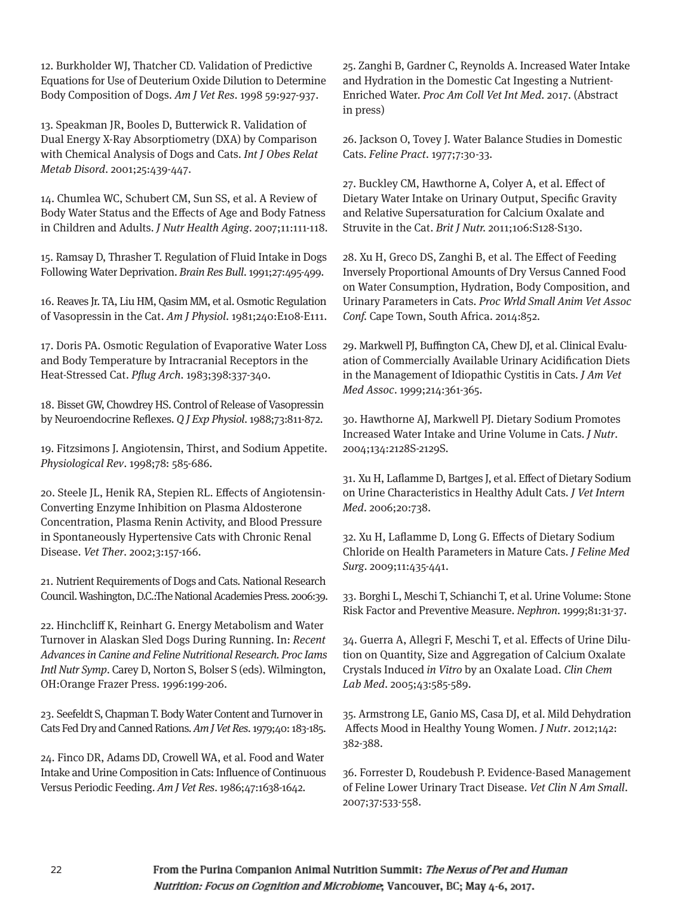12. Burkholder WJ, Thatcher CD. Validation of Predictive Equations for Use of Deuterium Oxide Dilution to Determine Body Composition of Dogs. *Am J Vet Res*. 1998 59:927-937.

13. Speakman JR, Booles D, Butterwick R. Validation of Dual Energy X-Ray Absorptiometry (DXA) by Comparison with Chemical Analysis of Dogs and Cats. *Int J Obes Relat Metab Disord*. 2001;25:439-447.

14. Chumlea WC, Schubert CM, Sun SS, et al. A Review of Body Water Status and the Effects of Age and Body Fatness in Children and Adults. *J Nutr Health Aging*. 2007;11:111-118.

15. Ramsay D, Thrasher T. Regulation of Fluid Intake in Dogs Following Water Deprivation. *Brain Res Bull*. 1991;27:495-499.

16. Reaves Jr. TA, Liu HM, Qasim MM, et al. Osmotic Regulation of Vasopressin in the Cat. *Am J Physiol*. 1981;240:E108-E111.

17. Doris PA. Osmotic Regulation of Evaporative Water Loss and Body Temperature by Intracranial Receptors in the Heat-Stressed Cat. *Pflug Arch*. 1983;398:337-340.

18. Bisset GW, Chowdrey HS. Control of Release of Vasopressin by Neuroendocrine Reflexes. *Q J Exp Physiol*. 1988;73:811-872.

19. Fitzsimons J. Angiotensin, Thirst, and Sodium Appetite. *Physiological Rev*. 1998;78: 585-686.

20. Steele JL, Henik RA, Stepien RL. Effects of Angiotensin-Converting Enzyme Inhibition on Plasma Aldosterone Concentration, Plasma Renin Activity, and Blood Pressure in Spontaneously Hypertensive Cats with Chronic Renal Disease. *Vet Ther*. 2002;3:157-166.

21. Nutrient Requirements of Dogs and Cats. National Research Council. Washington, D.C.:The National Academies Press. 2006:39.

22. Hinchcliff K, Reinhart G. Energy Metabolism and Water Turnover in Alaskan Sled Dogs During Running. In: *Recent Advances in Canine and Feline Nutritional Research. Proc Iams Intl Nutr Symp*. Carey D, Norton S, Bolser S (eds). Wilmington, OH:Orange Frazer Press. 1996:199-206.

23. Seefeldt S, Chapman T. Body Water Content and Turnover in Cats Fed Dry and Canned Rations. *Am J Vet Res*. 1979;40: 183-185.

24. Finco DR, Adams DD, Crowell WA, et al. Food and Water Intake and Urine Composition in Cats: Influence of Continuous Versus Periodic Feeding. *Am J Vet Res*. 1986;47:1638-1642.

25. Zanghi B, Gardner C, Reynolds A. Increased Water Intake and Hydration in the Domestic Cat Ingesting a Nutrient-Enriched Water. *Proc Am Coll Vet Int Med*. 2017. (Abstract in press)

26. Jackson O, Tovey J. Water Balance Studies in Domestic Cats. *Feline Pract*. 1977;7:30-33.

27. Buckley CM, Hawthorne A, Colyer A, et al. Effect of Dietary Water Intake on Urinary Output, Specific Gravity and Relative Supersaturation for Calcium Oxalate and Struvite in the Cat. *Brit J Nutr*. 2011;106:S128-S130.

28. Xu H, Greco DS, Zanghi B, et al. The Effect of Feeding Inversely Proportional Amounts of Dry Versus Canned Food on Water Consumption, Hydration, Body Composition, and Urinary Parameters in Cats. *Proc Wrld Small Anim Vet Assoc Conf.* Cape Town, South Africa. 2014:852.

29. Markwell PJ, Buffington CA, Chew DJ, et al. Clinical Evaluation of Commercially Available Urinary Acidification Diets in the Management of Idiopathic Cystitis in Cats. *J Am Vet Med Assoc*. 1999;214:361-365.

30. Hawthorne AJ, Markwell PJ. Dietary Sodium Promotes Increased Water Intake and Urine Volume in Cats. *J Nutr*. 2004;134:2128S-2129S.

31. Xu H, Laflamme D, Bartges J, et al. Effect of Dietary Sodium on Urine Characteristics in Healthy Adult Cats. *J Vet Intern Med*. 2006;20:738.

32. Xu H, Laflamme D, Long G. Effects of Dietary Sodium Chloride on Health Parameters in Mature Cats. *J Feline Med Surg*. 2009;11:435-441.

33. Borghi L, Meschi T, Schianchi T, et al. Urine Volume: Stone Risk Factor and Preventive Measure. *Nephron*. 1999;81:31-37.

34. Guerra A, Allegri F, Meschi T, et al. Effects of Urine Dilution on Quantity, Size and Aggregation of Calcium Oxalate Crystals Induced *in Vitro* by an Oxalate Load. *Clin Chem Lab Med*. 2005;43:585-589.

35. Armstrong LE, Ganio MS, Casa DJ, et al. Mild Dehydration Affects Mood in Healthy Young Women. *J Nutr*. 2012;142: 382-388.

36. Forrester D, Roudebush P. Evidence-Based Management of Feline Lower Urinary Tract Disease. *Vet Clin N Am Small*. 2007;37:533-558.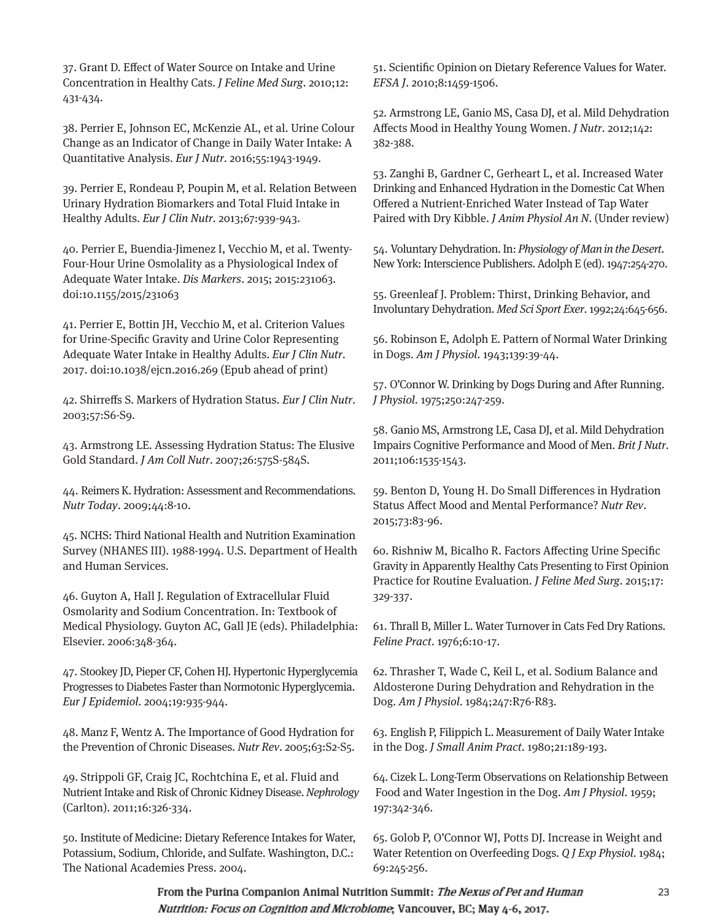37. Grant D. Effect of Water Source on Intake and Urine Concentration in Healthy Cats. *J Feline Med Surg*. 2010;12: 431-434.

38. Perrier E, Johnson EC, McKenzie AL, et al. Urine Colour Change as an Indicator of Change in Daily Water Intake: A Quantitative Analysis. *Eur J Nutr*. 2016;55:1943-1949.

39. Perrier E, Rondeau P, Poupin M, et al. Relation Between Urinary Hydration Biomarkers and Total Fluid Intake in Healthy Adults. *Eur J Clin Nutr*. 2013;67:939-943.

40. Perrier E, Buendia-Jimenez I, Vecchio M, et al. Twenty-Four-Hour Urine Osmolality as a Physiological Index of Adequate Water Intake. *Dis Markers*. 2015; 2015:231063. doi:10.1155/2015/231063

41. Perrier E, Bottin JH, Vecchio M, et al. Criterion Values for Urine-Specific Gravity and Urine Color Representing Adequate Water Intake in Healthy Adults. *Eur J Clin Nutr*. 2017. doi:10.1038/ejcn.2016.269 (Epub ahead of print)

42. Shirreffs S. Markers of Hydration Status. *Eur J Clin Nutr*. 2003;57:S6-S9.

43. Armstrong LE. Assessing Hydration Status: The Elusive Gold Standard. *J Am Coll Nutr*. 2007;26:575S-584S.

44. Reimers K. Hydration: Assessment and Recommendations. *Nutr Today*. 2009;44:8-10.

45. NCHS: Third National Health and Nutrition Examination Survey (NHANES III). 1988-1994. U.S. Department of Health and Human Services.

46. Guyton A, Hall J. Regulation of Extracellular Fluid Osmolarity and Sodium Concentration. In: Textbook of Medical Physiology. Guyton AC, Gall JE (eds). Philadelphia: Elsevier. 2006:348-364.

47. Stookey JD, Pieper CF, Cohen HJ. Hypertonic Hyperglycemia Progresses to Diabetes Faster than Normotonic Hyperglycemia. *Eur J Epidemiol*. 2004;19:935-944.

48. Manz F, Wentz A. The Importance of Good Hydration for the Prevention of Chronic Diseases. *Nutr Rev*. 2005;63:S2-S5.

49. Strippoli GF, Craig JC, Rochtchina E, et al. Fluid and Nutrient Intake and Risk of Chronic Kidney Disease. *Nephrology* (Carlton). 2011;16:326-334.

50. Institute of Medicine: Dietary Reference Intakes for Water, Potassium, Sodium, Chloride, and Sulfate. Washington, D.C.: The National Academies Press. 2004.

51. Scientific Opinion on Dietary Reference Values for Water. *EFSA J*. 2010;8:1459-1506.

52. Armstrong LE, Ganio MS, Casa DJ, et al. Mild Dehydration Affects Mood in Healthy Young Women. *J Nutr*. 2012;142: 382-388.

53. Zanghi B, Gardner C, Gerheart L, et al. Increased Water Drinking and Enhanced Hydration in the Domestic Cat When Offered a Nutrient-Enriched Water Instead of Tap Water Paired with Dry Kibble. *J Anim Physiol An N*. (Under review)

54. Voluntary Dehydration. In: *Physiology of Man in the Desert*. New York: Interscience Publishers. Adolph E (ed). 1947:254-270.

55. Greenleaf J. Problem: Thirst, Drinking Behavior, and Involuntary Dehydration. *Med Sci Sport Exer*. 1992;24:645-656.

56. Robinson E, Adolph E. Pattern of Normal Water Drinking in Dogs. *Am J Physiol*. 1943;139:39-44.

57. O'Connor W. Drinking by Dogs During and After Running. *J Physiol*. 1975;250:247-259.

58. Ganio MS, Armstrong LE, Casa DJ, et al. Mild Dehydration Impairs Cognitive Performance and Mood of Men. *Brit J Nutr*. 2011;106:1535-1543.

59. Benton D, Young H. Do Small Differences in Hydration Status Affect Mood and Mental Performance? *Nutr Rev*. 2015;73:83-96.

60. Rishniw M, Bicalho R. Factors Affecting Urine Specific Gravity in Apparently Healthy Cats Presenting to First Opinion Practice for Routine Evaluation. *J Feline Med Surg*. 2015;17: 329-337.

61. Thrall B, Miller L. Water Turnover in Cats Fed Dry Rations. *Feline Pract*. 1976;6:10-17.

62. Thrasher T, Wade C, Keil L, et al. Sodium Balance and Aldosterone During Dehydration and Rehydration in the Dog. *Am J Physiol*. 1984;247:R76-R83.

63. English P, Filippich L. Measurement of Daily Water Intake in the Dog. *J Small Anim Pract*. 1980;21:189-193.

64. Cizek L. Long-Term Observations on Relationship Between Food and Water Ingestion in the Dog. *Am J Physiol*. 1959; 197:342-346.

65. Golob P, O'Connor WJ, Potts DJ. Increase in Weight and Water Retention on Overfeeding Dogs. *Q J Exp Physiol*. 1984; 69:245-256.